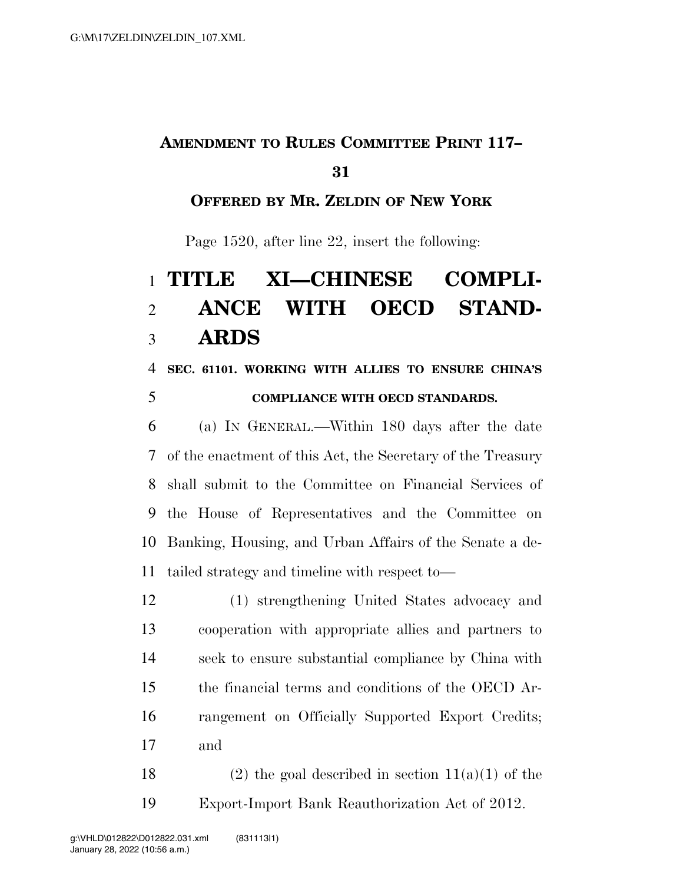**AMENDMENT TO RULES COMMITTEE PRINT 117–31**

**OFFERED BY MR. ZELDIN OF NEW YORK**

Page 1520, after line 22, insert the following:

# TITLE XI—CHINESE COMPLIANCE WITH OECD STANDARDS

### SEC. 61101. WORKING WITH ALLIES TO ENSURE CHINA'S COMPLIANCE WITH OECD STANDARDS.

(a) IN GENERAL.—Within 180 days after the date of the enactment of this Act, the Secretary of the Treasury shall submit to the Committee on Financial Services of the House of Representatives and the Committee on Banking, Housing, and Urban Affairs of the Senate a detailed strategy and timeline with respect to—

(1) strengthening United States advocacy and cooperation with appropriate allies and partners to seek to ensure substantial compliance by China with the financial terms and conditions of the OECD Arrangement on Officially Supported Export Credits; and

(2) the goal described in section 11(a)(1) of the Export-Import Bank Reauthorization Act of 2012.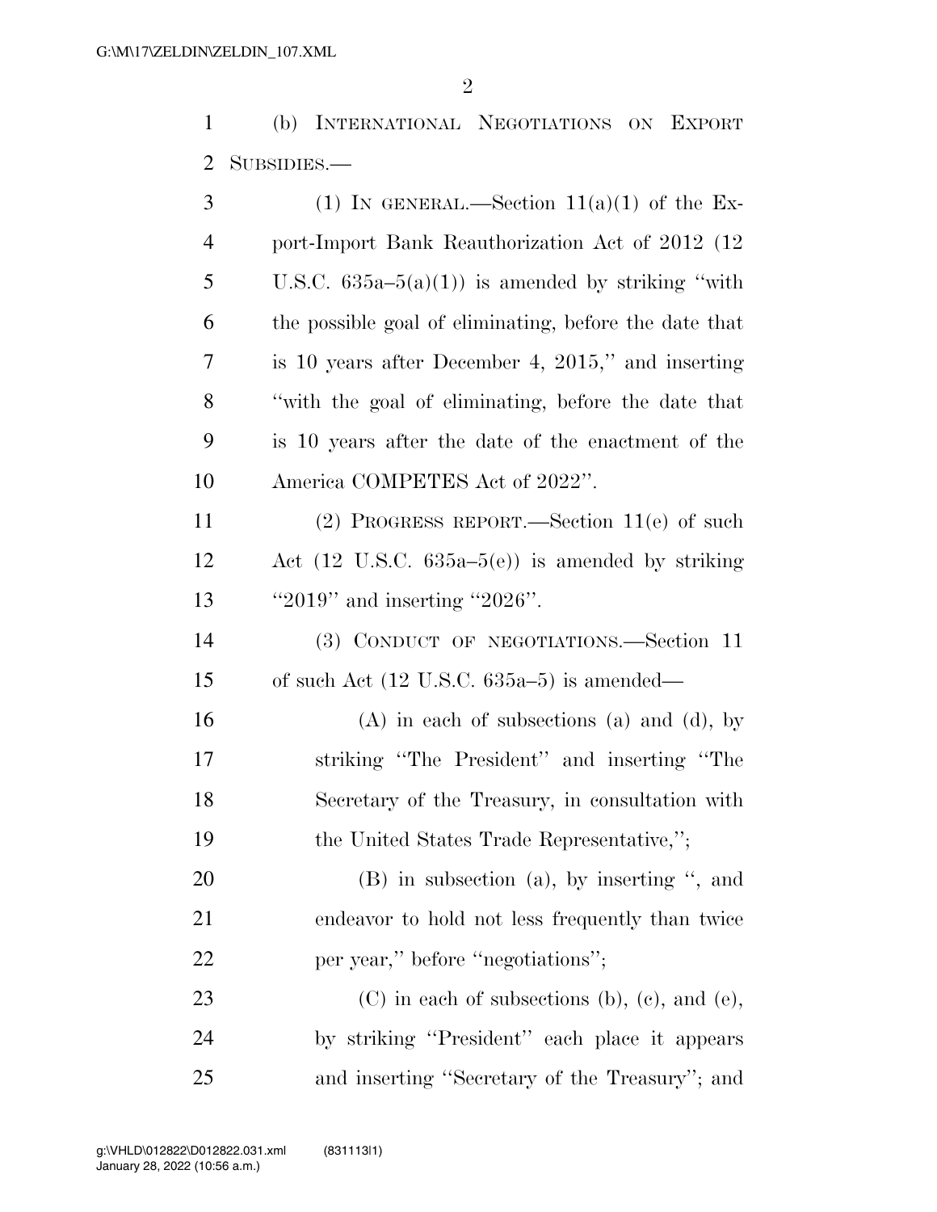(b) International Negotiations on Export Subsidies.—

(1) In general.—Section 11(a)(1) of the Export-Import Bank Reauthorization Act of 2012 (12 U.S.C. 635a–5(a)(1)) is amended by striking "with the possible goal of eliminating, before the date that is 10 years after December 4, 2015," and inserting "with the goal of eliminating, before the date that is 10 years after the date of the enactment of the America COMPETES Act of 2022".

(2) Progress report.—Section 11(e) of such Act (12 U.S.C. 635a–5(e)) is amended by striking "2019" and inserting "2026".

(3) Conduct of negotiations.—Section 11 of such Act (12 U.S.C. 635a–5) is amended—

(A) in each of subsections (a) and (d), by striking "The President" and inserting "The Secretary of the Treasury, in consultation with the United States Trade Representative,";

(B) in subsection (a), by inserting ", and endeavor to hold not less frequently than twice per year," before "negotiations";

(C) in each of subsections (b), (c), and (e), by striking "President" each place it appears and inserting "Secretary of the Treasury"; and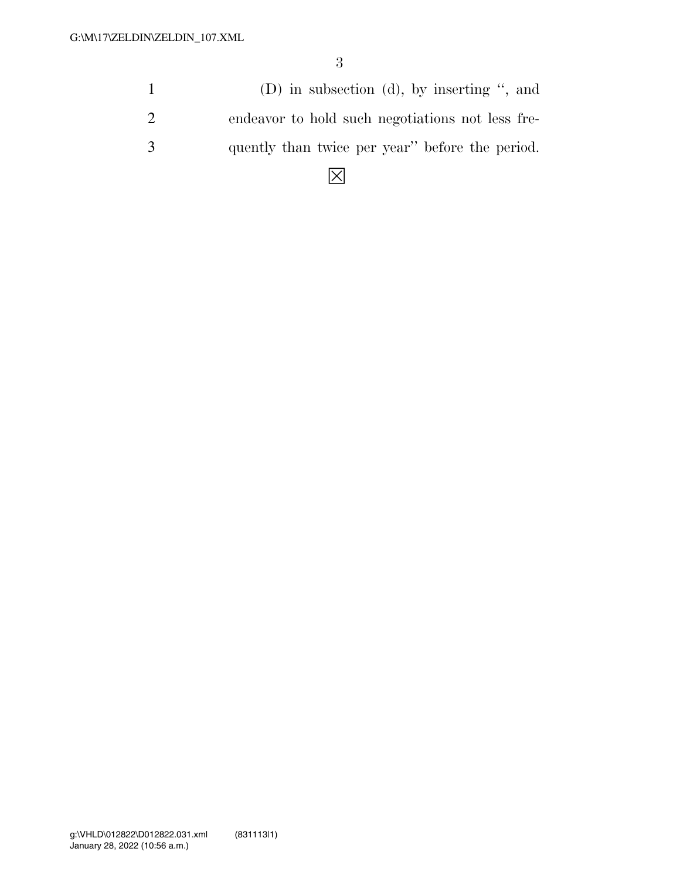(D) in subsection (d), by inserting ", and endeavor to hold such negotiations not less frequently than twice per year" before the period.